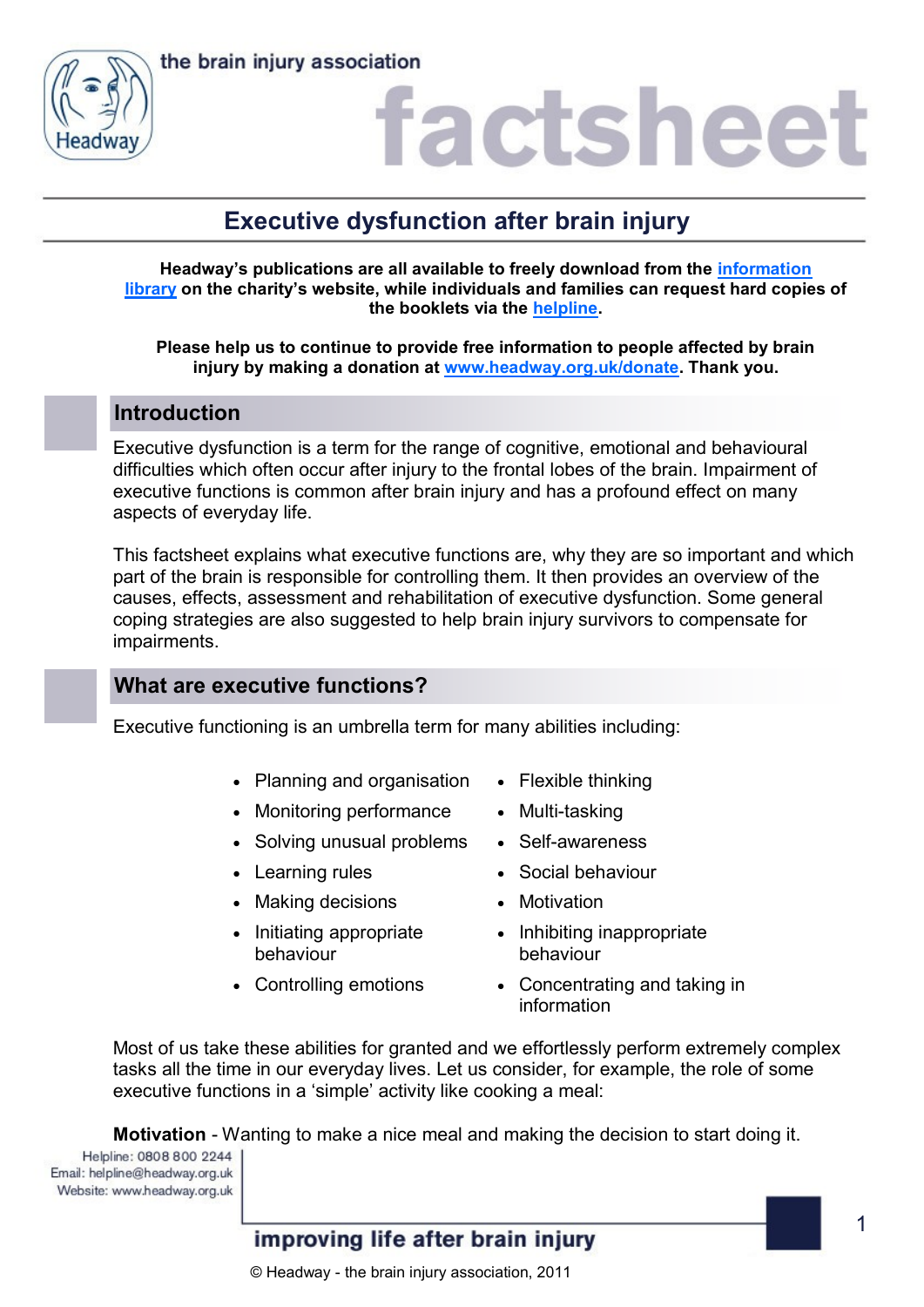# Executive dysfunction after brain injury

**Headway's publications are all available to freely download from the information library on the charity's website, while individuals and families can request hard copies of the booklets via the helpline.**

**Please help us to continue to provide free information to people affected by brain injury by making a donation at www.headway.org.uk/donate. Thank you.**

## Introduction

Executive dysfunction is a term for the range of cognitive, emotional and behavioural difficulties which often occur after injury to the frontal lobes of the brain. Impairment of executive functions is common after brain injury and has a profound effect on many aspects of everyday life.

This factsheet explains what executive functions are, why they are so important and which part of the brain is responsible for controlling them. It then provides an overview of the causes, effects, assessment and rehabilitation of executive dysfunction. Some general coping strategies are also suggested to help brain injury survivors to compensate for impairments.

## What are executive functions?

Executive functioning is an umbrella term for many abilities including:

- Planning and organisation
- Monitoring performance
- Solving unusual problems
- Learning rules
- Making decisions
- Initiating appropriate behaviour
- Controlling emotions
- Flexible thinking
- Multi-tasking
- Self-awareness
- Social behaviour
- Motivation
- Inhibiting inappropriate behaviour
- Concentrating and taking in information

Most of us take these abilities for granted and we effortlessly perform extremely complex tasks all the time in our everyday lives. Let us consider, for example, the role of some executive functions in a 'simple' activity like cooking a meal:

**Motivation** - Wanting to make a nice meal and making the decision to start doing it.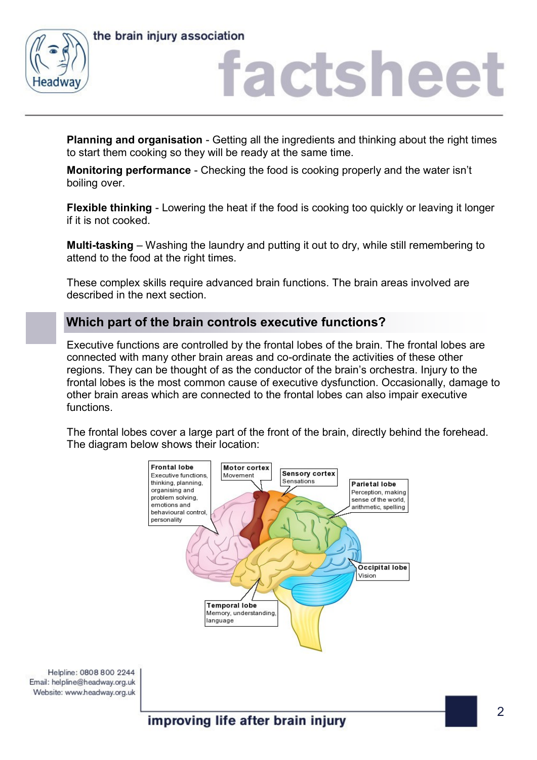**Planning and organisation** - Getting all the ingredients and thinking about the right times to start them cooking so they will be ready at the same time.

**Monitoring performance** - Checking the food is cooking properly and the water isn't boiling over.

**Flexible thinking** - Lowering the heat if the food is cooking too quickly or leaving it longer if it is not cooked.

**Multi-tasking** – Washing the laundry and putting it out to dry, while still remembering to attend to the food at the right times.

These complex skills require advanced brain functions. The brain areas involved are described in the next section.

## Which part of the brain controls executive functions?

Executive functions are controlled by the frontal lobes of the brain. The frontal lobes are connected with many other brain areas and co-ordinate the activities of these other regions. They can be thought of as the conductor of the brain's orchestra. Injury to the frontal lobes is the most common cause of executive dysfunction. Occasionally, damage to other brain areas which are connected to the frontal lobes can also impair executive functions.

The frontal lobes cover a large part of the front of the brain, directly behind the forehead. The diagram below shows their location:

**Frontal lobe** – Executive functions, thinking, planning, organising and problem solving, emotions and behavioural control, personality

**Motor cortex** – Movement

**Sensory cortex** – Sensations

**Parietal lobe** – Perception, making sense of the world, arithmetic, spelling

**Occipital lobe** – Vision

**Temporal lobe** – Memory, understanding, language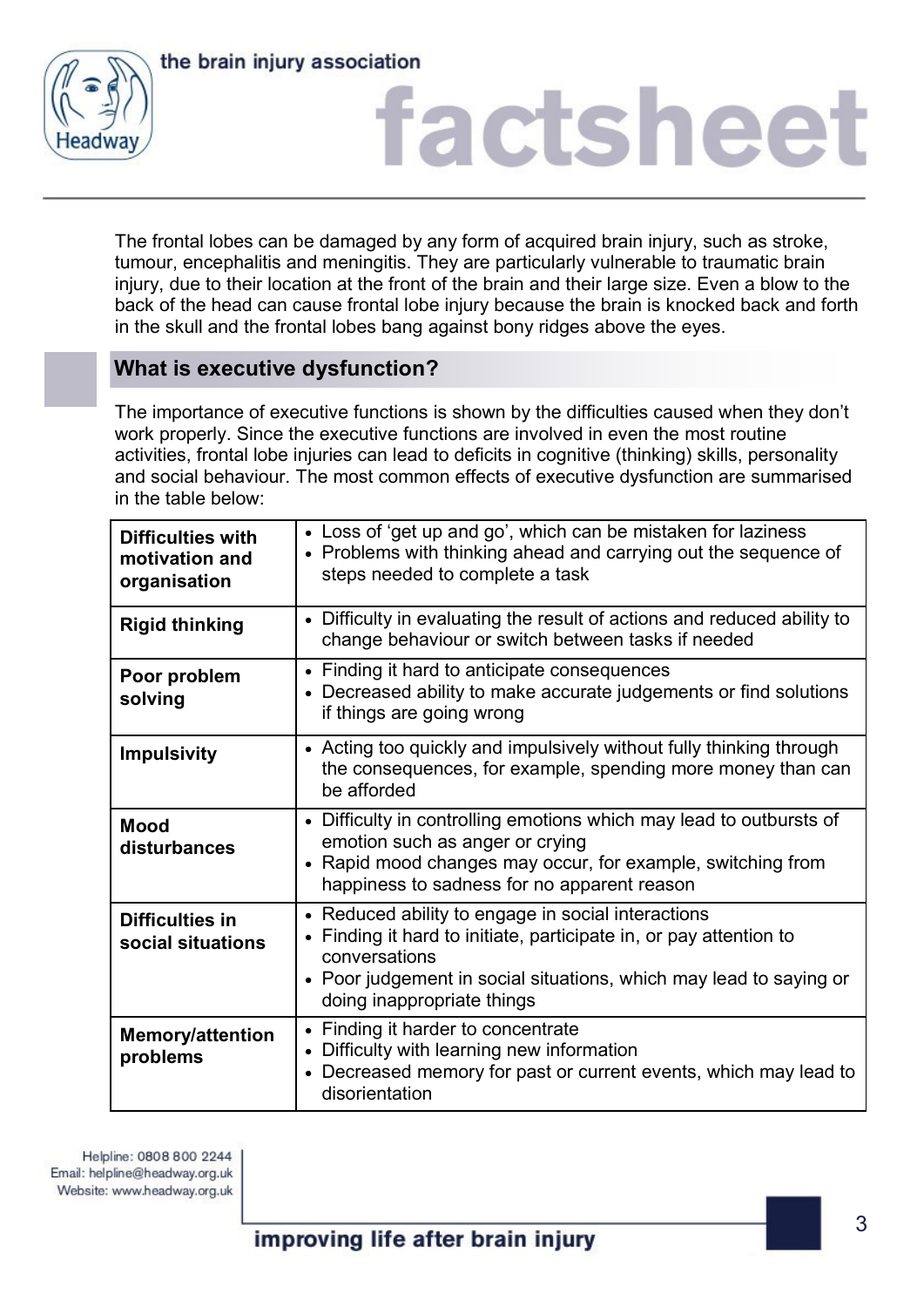The frontal lobes can be damaged by any form of acquired brain injury, such as stroke, tumour, encephalitis and meningitis. They are particularly vulnerable to traumatic brain injury, due to their location at the front of the brain and their large size. Even a blow to the back of the head can cause frontal lobe injury because the brain is knocked back and forth in the skull and the frontal lobes bang against bony ridges above the eyes.

## What is executive dysfunction?

The importance of executive functions is shown by the difficulties caused when they don't work properly. Since the executive functions are involved in even the most routine activities, frontal lobe injuries can lead to deficits in cognitive (thinking) skills, personality and social behaviour. The most common effects of executive dysfunction are summarised in the table below:

| | |
|---|---|
| **Difficulties with motivation and organisation** | • Loss of 'get up and go', which can be mistaken for laziness<br>• Problems with thinking ahead and carrying out the sequence of steps needed to complete a task |
| **Rigid thinking** | • Difficulty in evaluating the result of actions and reduced ability to change behaviour or switch between tasks if needed |
| **Poor problem solving** | • Finding it hard to anticipate consequences<br>• Decreased ability to make accurate judgements or find solutions if things are going wrong |
| **Impulsivity** | • Acting too quickly and impulsively without fully thinking through the consequences, for example, spending more money than can be afforded |
| **Mood disturbances** | • Difficulty in controlling emotions which may lead to outbursts of emotion such as anger or crying<br>• Rapid mood changes may occur, for example, switching from happiness to sadness for no apparent reason |
| **Difficulties in social situations** | • Reduced ability to engage in social interactions<br>• Finding it hard to initiate, participate in, or pay attention to conversations<br>• Poor judgement in social situations, which may lead to saying or doing inappropriate things |
| **Memory/attention problems** | • Finding it harder to concentrate<br>• Difficulty with learning new information<br>• Decreased memory for past or current events, which may lead to disorientation |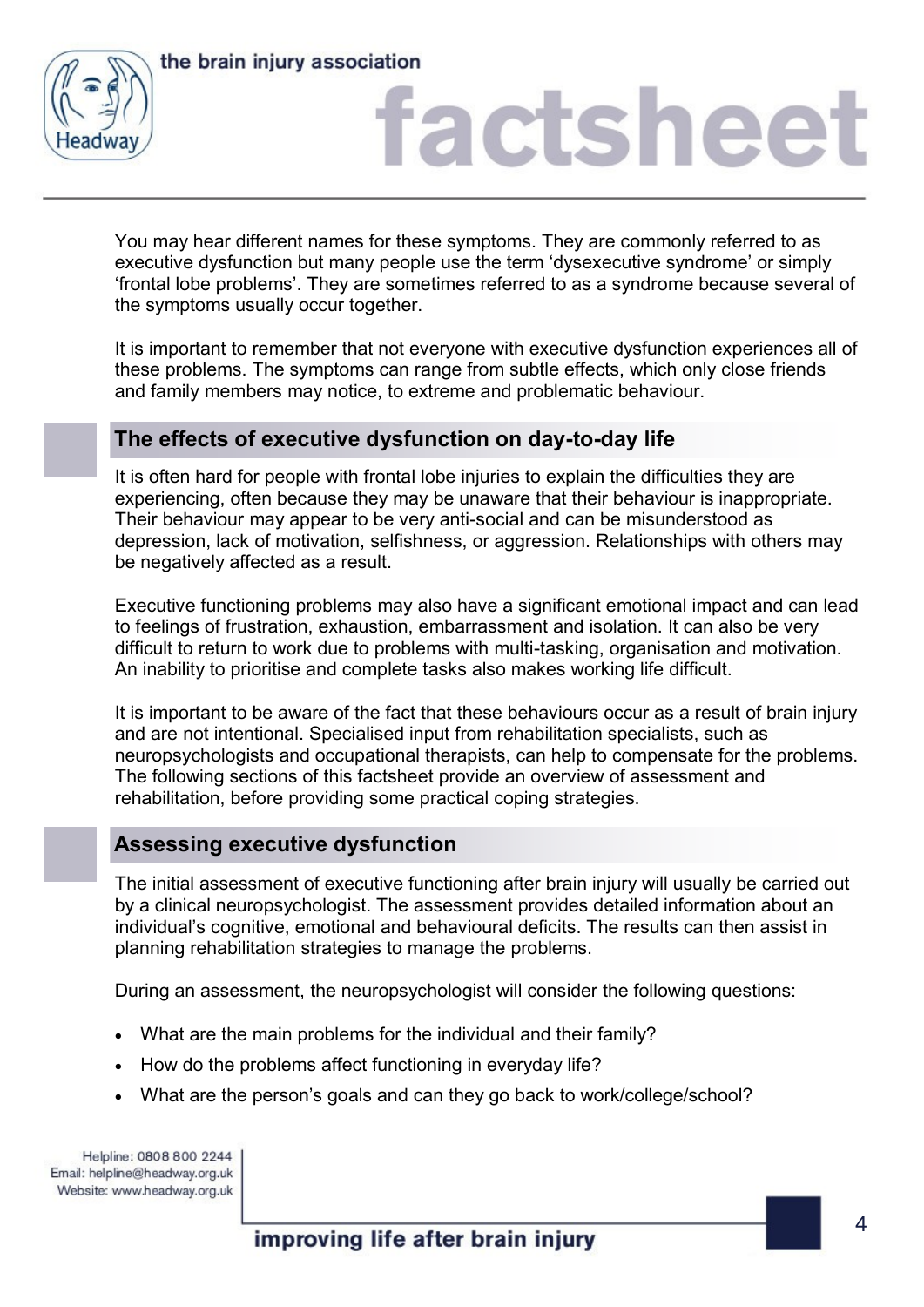You may hear different names for these symptoms. They are commonly referred to as executive dysfunction but many people use the term 'dysexecutive syndrome' or simply 'frontal lobe problems'. They are sometimes referred to as a syndrome because several of the symptoms usually occur together.

It is important to remember that not everyone with executive dysfunction experiences all of these problems. The symptoms can range from subtle effects, which only close friends and family members may notice, to extreme and problematic behaviour.

## The effects of executive dysfunction on day-to-day life

It is often hard for people with frontal lobe injuries to explain the difficulties they are experiencing, often because they may be unaware that their behaviour is inappropriate. Their behaviour may appear to be very anti-social and can be misunderstood as depression, lack of motivation, selfishness, or aggression. Relationships with others may be negatively affected as a result.

Executive functioning problems may also have a significant emotional impact and can lead to feelings of frustration, exhaustion, embarrassment and isolation. It can also be very difficult to return to work due to problems with multi-tasking, organisation and motivation. An inability to prioritise and complete tasks also makes working life difficult.

It is important to be aware of the fact that these behaviours occur as a result of brain injury and are not intentional. Specialised input from rehabilitation specialists, such as neuropsychologists and occupational therapists, can help to compensate for the problems. The following sections of this factsheet provide an overview of assessment and rehabilitation, before providing some practical coping strategies.

## Assessing executive dysfunction

The initial assessment of executive functioning after brain injury will usually be carried out by a clinical neuropsychologist. The assessment provides detailed information about an individual's cognitive, emotional and behavioural deficits. The results can then assist in planning rehabilitation strategies to manage the problems.

During an assessment, the neuropsychologist will consider the following questions:

- What are the main problems for the individual and their family?
- How do the problems affect functioning in everyday life?
- What are the person's goals and can they go back to work/college/school?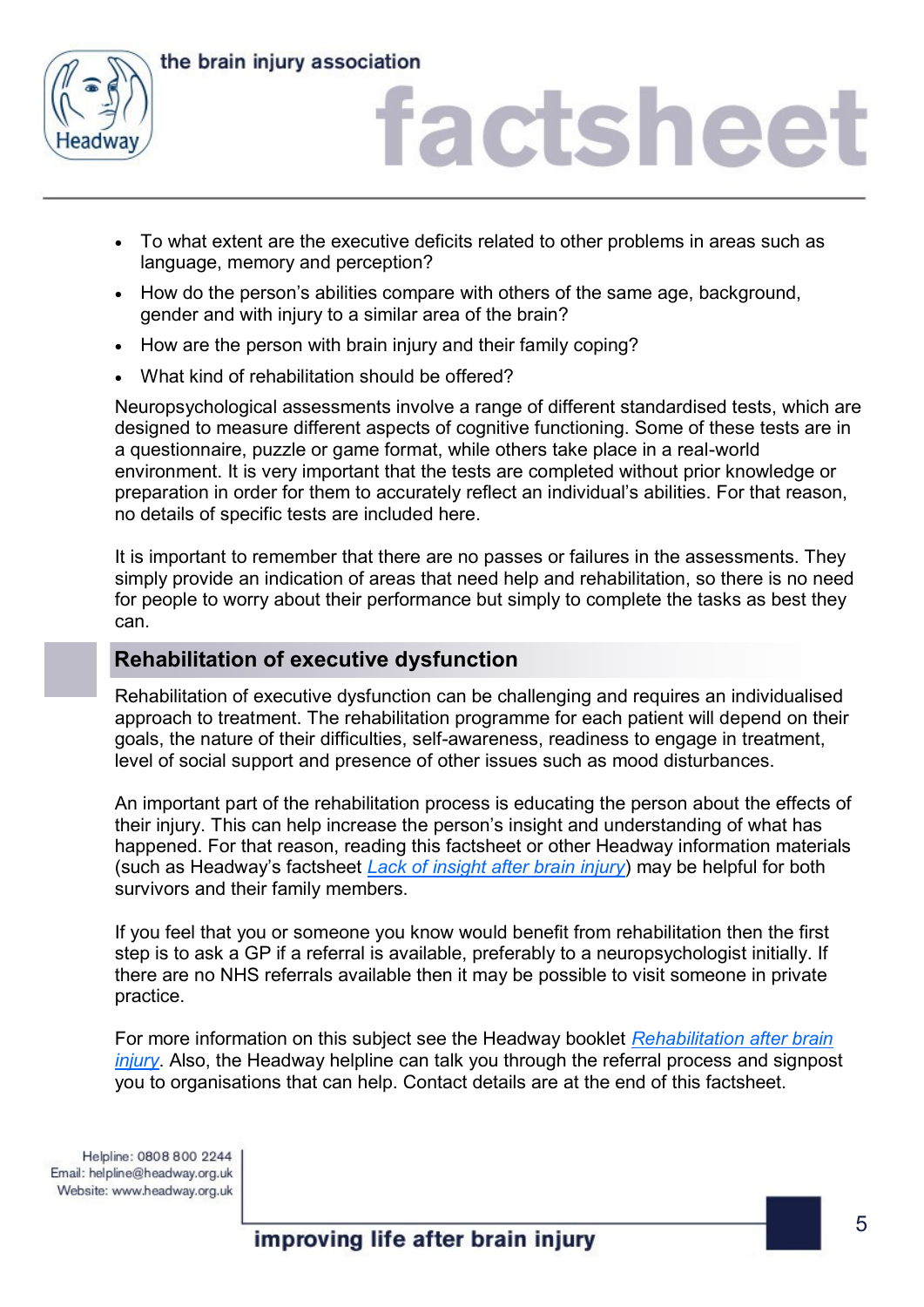- To what extent are the executive deficits related to other problems in areas such as language, memory and perception?
- How do the person's abilities compare with others of the same age, background, gender and with injury to a similar area of the brain?
- How are the person with brain injury and their family coping?
- What kind of rehabilitation should be offered?

Neuropsychological assessments involve a range of different standardised tests, which are designed to measure different aspects of cognitive functioning. Some of these tests are in a questionnaire, puzzle or game format, while others take place in a real-world environment. It is very important that the tests are completed without prior knowledge or preparation in order for them to accurately reflect an individual's abilities. For that reason, no details of specific tests are included here.

It is important to remember that there are no passes or failures in the assessments. They simply provide an indication of areas that need help and rehabilitation, so there is no need for people to worry about their performance but simply to complete the tasks as best they can.

## Rehabilitation of executive dysfunction

Rehabilitation of executive dysfunction can be challenging and requires an individualised approach to treatment. The rehabilitation programme for each patient will depend on their goals, the nature of their difficulties, self-awareness, readiness to engage in treatment, level of social support and presence of other issues such as mood disturbances.

An important part of the rehabilitation process is educating the person about the effects of their injury. This can help increase the person's insight and understanding of what has happened. For that reason, reading this factsheet or other Headway information materials (such as Headway's factsheet *Lack of insight after brain injury*) may be helpful for both survivors and their family members.

If you feel that you or someone you know would benefit from rehabilitation then the first step is to ask a GP if a referral is available, preferably to a neuropsychologist initially. If there are no NHS referrals available then it may be possible to visit someone in private practice.

For more information on this subject see the Headway booklet *Rehabilitation after brain injury*. Also, the Headway helpline can talk you through the referral process and signpost you to organisations that can help. Contact details are at the end of this factsheet.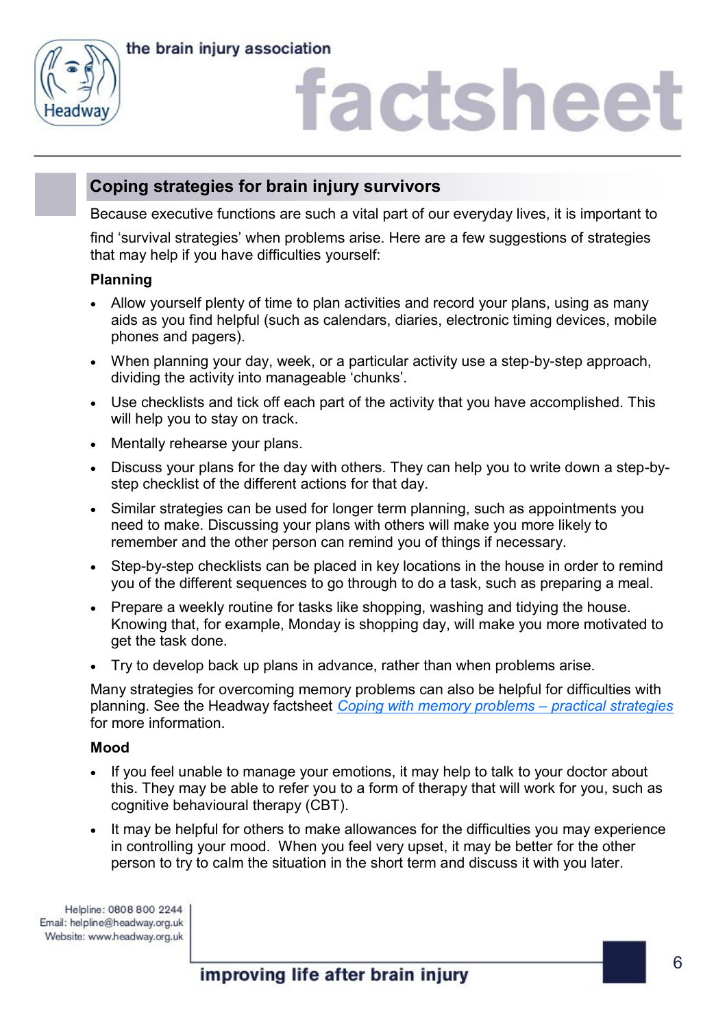## Coping strategies for brain injury survivors

Because executive functions are such a vital part of our everyday lives, it is important to find 'survival strategies' when problems arise. Here are a few suggestions of strategies that may help if you have difficulties yourself:

**Planning**

- Allow yourself plenty of time to plan activities and record your plans, using as many aids as you find helpful (such as calendars, diaries, electronic timing devices, mobile phones and pagers).
- When planning your day, week, or a particular activity use a step-by-step approach, dividing the activity into manageable 'chunks'.
- Use checklists and tick off each part of the activity that you have accomplished. This will help you to stay on track.
- Mentally rehearse your plans.
- Discuss your plans for the day with others. They can help you to write down a step-by-step checklist of the different actions for that day.
- Similar strategies can be used for longer term planning, such as appointments you need to make. Discussing your plans with others will make you more likely to remember and the other person can remind you of things if necessary.
- Step-by-step checklists can be placed in key locations in the house in order to remind you of the different sequences to go through to do a task, such as preparing a meal.
- Prepare a weekly routine for tasks like shopping, washing and tidying the house. Knowing that, for example, Monday is shopping day, will make you more motivated to get the task done.
- Try to develop back up plans in advance, rather than when problems arise.

Many strategies for overcoming memory problems can also be helpful for difficulties with planning. See the Headway factsheet *Coping with memory problems – practical strategies* for more information.

**Mood**

- If you feel unable to manage your emotions, it may help to talk to your doctor about this. They may be able to refer you to a form of therapy that will work for you, such as cognitive behavioural therapy (CBT).
- It may be helpful for others to make allowances for the difficulties you may experience in controlling your mood. When you feel very upset, it may be better for the other person to try to calm the situation in the short term and discuss it with you later.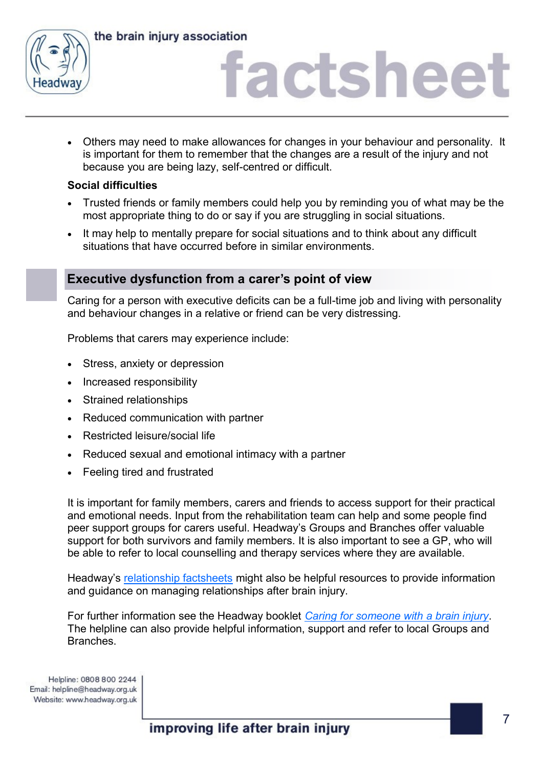- Others may need to make allowances for changes in your behaviour and personality. It is important for them to remember that the changes are a result of the injury and not because you are being lazy, self-centred or difficult.

**Social difficulties**

- Trusted friends or family members could help you by reminding you of what may be the most appropriate thing to do or say if you are struggling in social situations.
- It may help to mentally prepare for social situations and to think about any difficult situations that have occurred before in similar environments.

## Executive dysfunction from a carer's point of view

Caring for a person with executive deficits can be a full-time job and living with personality and behaviour changes in a relative or friend can be very distressing.

Problems that carers may experience include:

- Stress, anxiety or depression
- Increased responsibility
- Strained relationships
- Reduced communication with partner
- Restricted leisure/social life
- Reduced sexual and emotional intimacy with a partner
- Feeling tired and frustrated

It is important for family members, carers and friends to access support for their practical and emotional needs. Input from the rehabilitation team can help and some people find peer support groups for carers useful. Headway's Groups and Branches offer valuable support for both survivors and family members. It is also important to see a GP, who will be able to refer to local counselling and therapy services where they are available.

Headway's relationship factsheets might also be helpful resources to provide information and guidance on managing relationships after brain injury.

For further information see the Headway booklet *Caring for someone with a brain injury*. The helpline can also provide helpful information, support and refer to local Groups and Branches.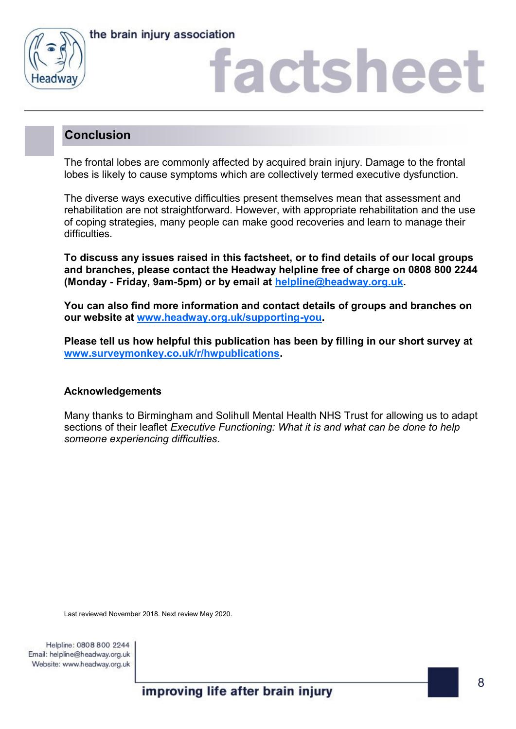## Conclusion

The frontal lobes are commonly affected by acquired brain injury. Damage to the frontal lobes is likely to cause symptoms which are collectively termed executive dysfunction.

The diverse ways executive difficulties present themselves mean that assessment and rehabilitation are not straightforward. However, with appropriate rehabilitation and the use of coping strategies, many people can make good recoveries and learn to manage their difficulties.

**To discuss any issues raised in this factsheet, or to find details of our local groups and branches, please contact the Headway helpline free of charge on 0808 800 2244 (Monday - Friday, 9am-5pm) or by email at [helpline@headway.org.uk](mailto:helpline@headway.org.uk).**

**You can also find more information and contact details of groups and branches on our website at [www.headway.org.uk/supporting-you](http://www.headway.org.uk/supporting-you).**

**Please tell us how helpful this publication has been by filling in our short survey at [www.surveymonkey.co.uk/r/hwpublications](http://www.surveymonkey.co.uk/r/hwpublications).**

### Acknowledgements

Many thanks to Birmingham and Solihull Mental Health NHS Trust for allowing us to adapt sections of their leaflet *Executive Functioning: What it is and what can be done to help someone experiencing difficulties*.

Last reviewed November 2018. Next review May 2020.